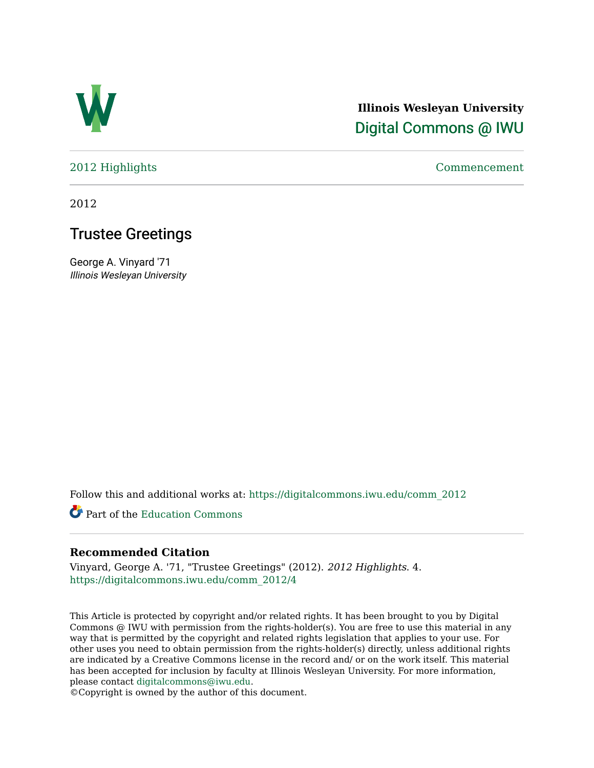**Illinois Wesleyan University**

Digital Commons @ IWU

2012 Highlights | Commencement

2012

# Trustee Greetings

George A. Vinyard '71
*Illinois Wesleyan University*

Follow this and additional works at: https://digitalcommons.iwu.edu/comm_2012

Part of the Education Commons

### Recommended Citation

Vinyard, George A. '71, "Trustee Greetings" (2012). *2012 Highlights*. 4.
https://digitalcommons.iwu.edu/comm_2012/4

This Article is protected by copyright and/or related rights. It has been brought to you by Digital Commons @ IWU with permission from the rights-holder(s). You are free to use this material in any way that is permitted by the copyright and related rights legislation that applies to your use. For other uses you need to obtain permission from the rights-holder(s) directly, unless additional rights are indicated by a Creative Commons license in the record and/ or on the work itself. This material has been accepted for inclusion by faculty at Illinois Wesleyan University. For more information, please contact digitalcommons@iwu.edu.
©Copyright is owned by the author of this document.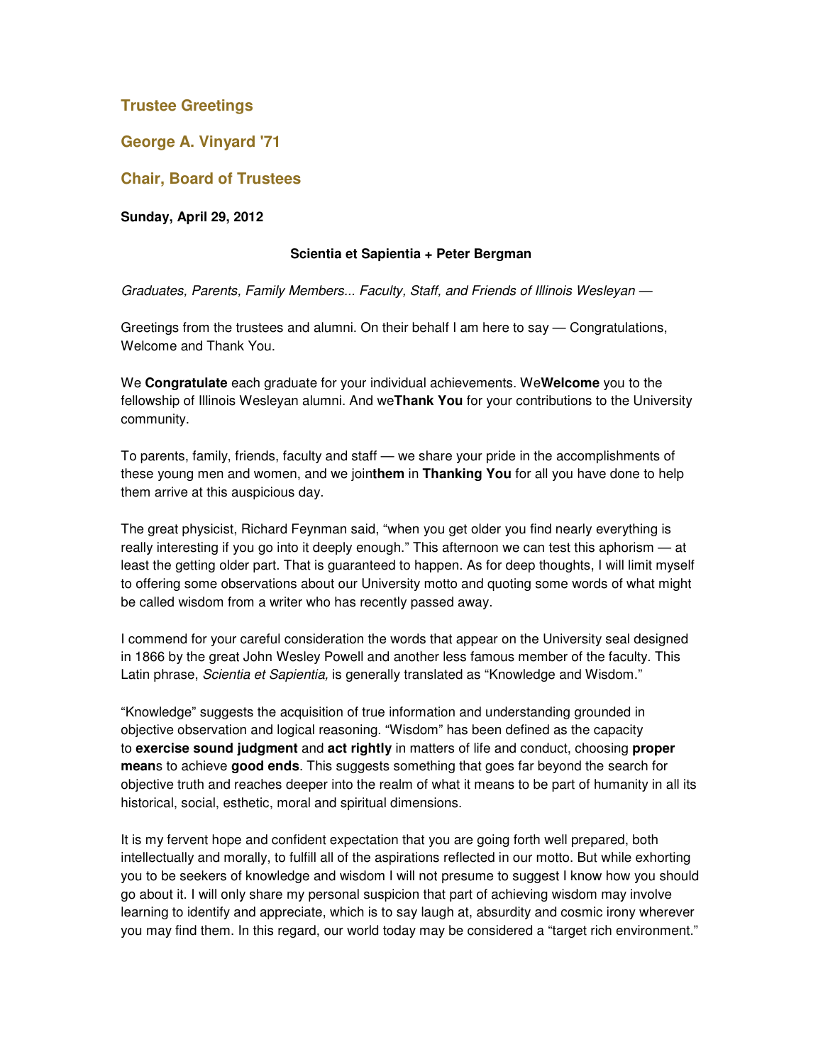## Trustee Greetings

## George A. Vinyard '71

## Chair, Board of Trustees

**Sunday, April 29, 2012**

**Scientia et Sapientia + Peter Bergman**

*Graduates, Parents, Family Members... Faculty, Staff, and Friends of Illinois Wesleyan —*

Greetings from the trustees and alumni. On their behalf I am here to say — Congratulations, Welcome and Thank You.

We **Congratulate** each graduate for your individual achievements. We**Welcome** you to the fellowship of Illinois Wesleyan alumni. And we**Thank You** for your contributions to the University community.

To parents, family, friends, faculty and staff — we share your pride in the accomplishments of these young men and women, and we join**them** in **Thanking You** for all you have done to help them arrive at this auspicious day.

The great physicist, Richard Feynman said, "when you get older you find nearly everything is really interesting if you go into it deeply enough." This afternoon we can test this aphorism — at least the getting older part. That is guaranteed to happen. As for deep thoughts, I will limit myself to offering some observations about our University motto and quoting some words of what might be called wisdom from a writer who has recently passed away.

I commend for your careful consideration the words that appear on the University seal designed in 1866 by the great John Wesley Powell and another less famous member of the faculty. This Latin phrase, *Scientia et Sapientia,* is generally translated as "Knowledge and Wisdom."

"Knowledge" suggests the acquisition of true information and understanding grounded in objective observation and logical reasoning. "Wisdom" has been defined as the capacity to **exercise sound judgment** and **act rightly** in matters of life and conduct, choosing **proper mean**s to achieve **good ends**. This suggests something that goes far beyond the search for objective truth and reaches deeper into the realm of what it means to be part of humanity in all its historical, social, esthetic, moral and spiritual dimensions.

It is my fervent hope and confident expectation that you are going forth well prepared, both intellectually and morally, to fulfill all of the aspirations reflected in our motto. But while exhorting you to be seekers of knowledge and wisdom I will not presume to suggest I know how you should go about it. I will only share my personal suspicion that part of achieving wisdom may involve learning to identify and appreciate, which is to say laugh at, absurdity and cosmic irony wherever you may find them. In this regard, our world today may be considered a "target rich environment."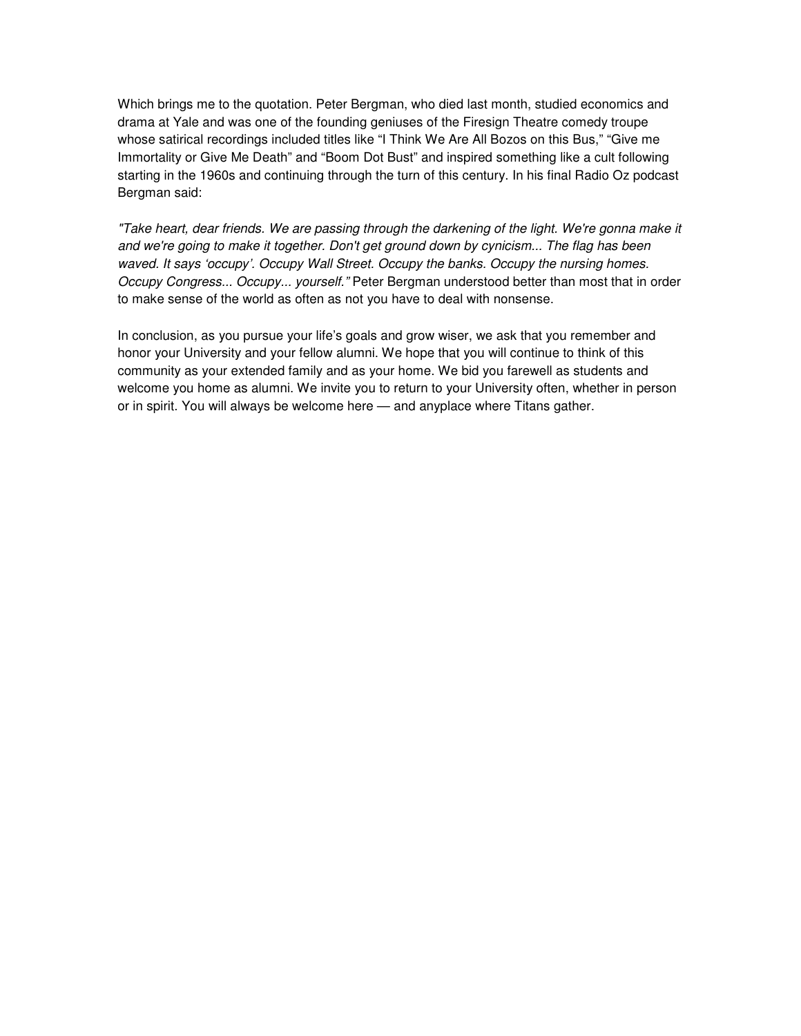Which brings me to the quotation. Peter Bergman, who died last month, studied economics and drama at Yale and was one of the founding geniuses of the Firesign Theatre comedy troupe whose satirical recordings included titles like “I Think We Are All Bozos on this Bus,” “Give me Immortality or Give Me Death” and “Boom Dot Bust” and inspired something like a cult following starting in the 1960s and continuing through the turn of this century. In his final Radio Oz podcast Bergman said:

*"Take heart, dear friends. We are passing through the darkening of the light. We're gonna make it and we're going to make it together. Don't get ground down by cynicism... The flag has been waved. It says ‘occupy’. Occupy Wall Street. Occupy the banks. Occupy the nursing homes. Occupy Congress... Occupy... yourself."* Peter Bergman understood better than most that in order to make sense of the world as often as not you have to deal with nonsense.

In conclusion, as you pursue your life’s goals and grow wiser, we ask that you remember and honor your University and your fellow alumni. We hope that you will continue to think of this community as your extended family and as your home. We bid you farewell as students and welcome you home as alumni. We invite you to return to your University often, whether in person or in spirit. You will always be welcome here — and anyplace where Titans gather.